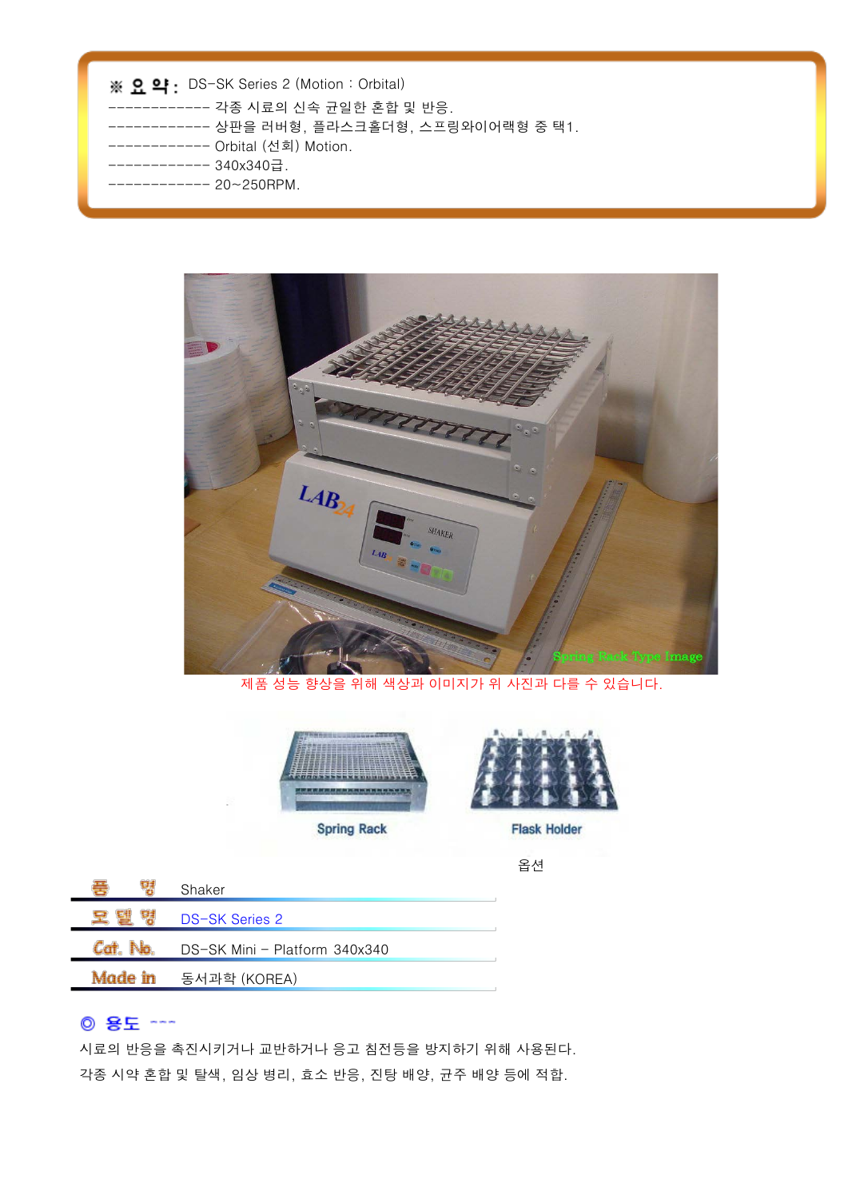※ **요 약 :** DS-SK Series 2 (Motion : Orbital)

------------ 각종 시료의 신속 균일한 혼합 및 반응.
------------ 상판을 러버형, 플라스크홀더형, 스프링와이어랙형 중 택1.
------------ Orbital (선회) Motion.
------------ 340x340급.
------------ 20~250RPM.

Spring Rack Type Image

제품 성능 향상을 위해 색상과 이미지가 위 사진과 다를 수 있습니다.

Spring Rack　　Flask Holder

옵션

| | |
|---|---|
| 품 명 | Shaker |
| 모 델 명 | DS-SK Series 2 |
| Cat. No. | DS-SK Mini – Platform 340x340 |
| Made in | 동서과학 (KOREA) |

## ◎ 용도 ---

시료의 반응을 촉진시키거나 교반하거나 응고 침전등을 방지하기 위해 사용된다.
각종 시약 혼합 및 탈색, 임상 병리, 효소 반응, 진탕 배양, 균주 배양 등에 적합.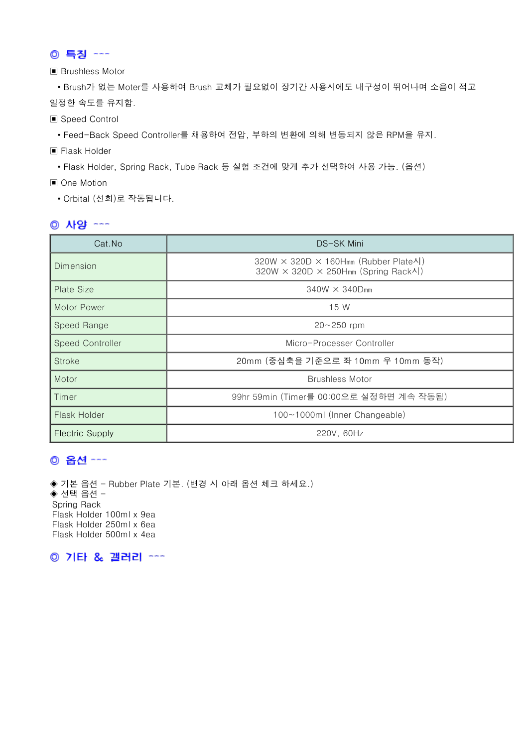## ◎ 특징 ---

▣ Brushless Motor

• Brush가 없는 Moter를 사용하여 Brush 교체가 필요없이 장기간 사용시에도 내구성이 뛰어나며 소음이 적고 일정한 속도를 유지함.

▣ Speed Control

• Feed-Back Speed Controller를 채용하여 전압, 부하의 변환에 의해 변동되지 않은 RPM을 유지.

▣ Flask Holder

• Flask Holder, Spring Rack, Tube Rack 등 실험 조건에 맞게 추가 선택하여 사용 가능. (옵션)

▣ One Motion

• Orbital (선회)로 작동됩니다.

## ◎ 사양 ---

| Cat.No | DS-SK Mini |
|---|---|
| Dimension | 320W × 320D × 160Hmm (Rubber Plate시)<br>320W × 320D × 250Hmm (Spring Rack시) |
| Plate Size | 340W × 340Dmm |
| Motor Power | 15 W |
| Speed Range | 20~250 rpm |
| Speed Controller | Micro-Processer Controller |
| Stroke | 20mm (중심축을 기준으로 좌 10mm 우 10mm 동작) |
| Motor | Brushless Motor |
| Timer | 99hr 59min (Timer를 00:00으로 설정하면 계속 작동됨) |
| Flask Holder | 100~1000ml (Inner Changeable) |
| Electric Supply | 220V, 60Hz |

## ◎ 옵션 ---

◈ 기본 옵션 - Rubber Plate 기본. (변경 시 아래 옵션 체크 하세요.)
◈ 선택 옵션 -
Spring Rack
Flask Holder 100ml x 9ea
Flask Holder 250ml x 6ea
Flask Holder 500ml x 4ea

## ◎ 기타 & 갤러리 ---